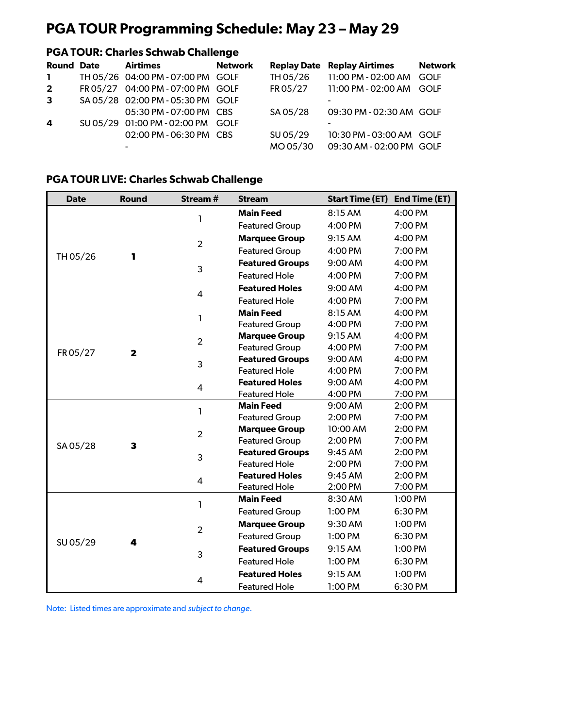# PGA TOUR Programming Schedule: May 23 – May 29

## PGA TOUR: Charles Schwab Challenge

| Round | Date | Airtimes | Network | Replay Date | Replay Airtimes | Network |
|---|---|---|---|---|---|---|
| **1** | TH 05/26 | 04:00 PM - 07:00 PM | GOLF | TH 05/26 | 11:00 PM - 02:00 AM | GOLF |
| **2** | FR 05/27 | 04:00 PM - 07:00 PM | GOLF | FR 05/27 | 11:00 PM - 02:00 AM | GOLF |
| **3** | SA 05/28 | 02:00 PM - 05:30 PM | GOLF | | - | |
| | | 05:30 PM - 07:00 PM | CBS | SA 05/28 | 09:30 PM - 02:30 AM | GOLF |
| **4** | SU 05/29 | 01:00 PM - 02:00 PM | GOLF | | - | |
| | | 02:00 PM - 06:30 PM | CBS | SU 05/29 | 10:30 PM - 03:00 AM | GOLF |
| | | - | | MO 05/30 | 09:30 AM - 02:00 PM | GOLF |

## PGA TOUR LIVE: Charles Schwab Challenge

| Date | Round | Stream # | Stream | Start Time (ET) | End Time (ET) |
|---|---|---|---|---|---|
| TH 05/26 | **1** | 1 | **Main Feed** | 8:15 AM | 4:00 PM |
| | | | Featured Group | 4:00 PM | 7:00 PM |
| | | 2 | **Marquee Group** | 9:15 AM | 4:00 PM |
| | | | Featured Group | 4:00 PM | 7:00 PM |
| | | 3 | **Featured Groups** | 9:00 AM | 4:00 PM |
| | | | Featured Hole | 4:00 PM | 7:00 PM |
| | | 4 | **Featured Holes** | 9:00 AM | 4:00 PM |
| | | | Featured Hole | 4:00 PM | 7:00 PM |
| FR 05/27 | **2** | 1 | **Main Feed** | 8:15 AM | 4:00 PM |
| | | | Featured Group | 4:00 PM | 7:00 PM |
| | | 2 | **Marquee Group** | 9:15 AM | 4:00 PM |
| | | | Featured Group | 4:00 PM | 7:00 PM |
| | | 3 | **Featured Groups** | 9:00 AM | 4:00 PM |
| | | | Featured Hole | 4:00 PM | 7:00 PM |
| | | 4 | **Featured Holes** | 9:00 AM | 4:00 PM |
| | | | Featured Hole | 4:00 PM | 7:00 PM |
| SA 05/28 | **3** | 1 | **Main Feed** | 9:00 AM | 2:00 PM |
| | | | Featured Group | 2:00 PM | 7:00 PM |
| | | 2 | **Marquee Group** | 10:00 AM | 2:00 PM |
| | | | Featured Group | 2:00 PM | 7:00 PM |
| | | 3 | **Featured Groups** | 9:45 AM | 2:00 PM |
| | | | Featured Hole | 2:00 PM | 7:00 PM |
| | | 4 | **Featured Holes** | 9:45 AM | 2:00 PM |
| | | | Featured Hole | 2:00 PM | 7:00 PM |
| SU 05/29 | **4** | 1 | **Main Feed** | 8:30 AM | 1:00 PM |
| | | | Featured Group | 1:00 PM | 6:30 PM |
| | | 2 | **Marquee Group** | 9:30 AM | 1:00 PM |
| | | | Featured Group | 1:00 PM | 6:30 PM |
| | | 3 | **Featured Groups** | 9:15 AM | 1:00 PM |
| | | | Featured Hole | 1:00 PM | 6:30 PM |
| | | 4 | **Featured Holes** | 9:15 AM | 1:00 PM |
| | | | Featured Hole | 1:00 PM | 6:30 PM |

Note: Listed times are approximate and *subject to change*.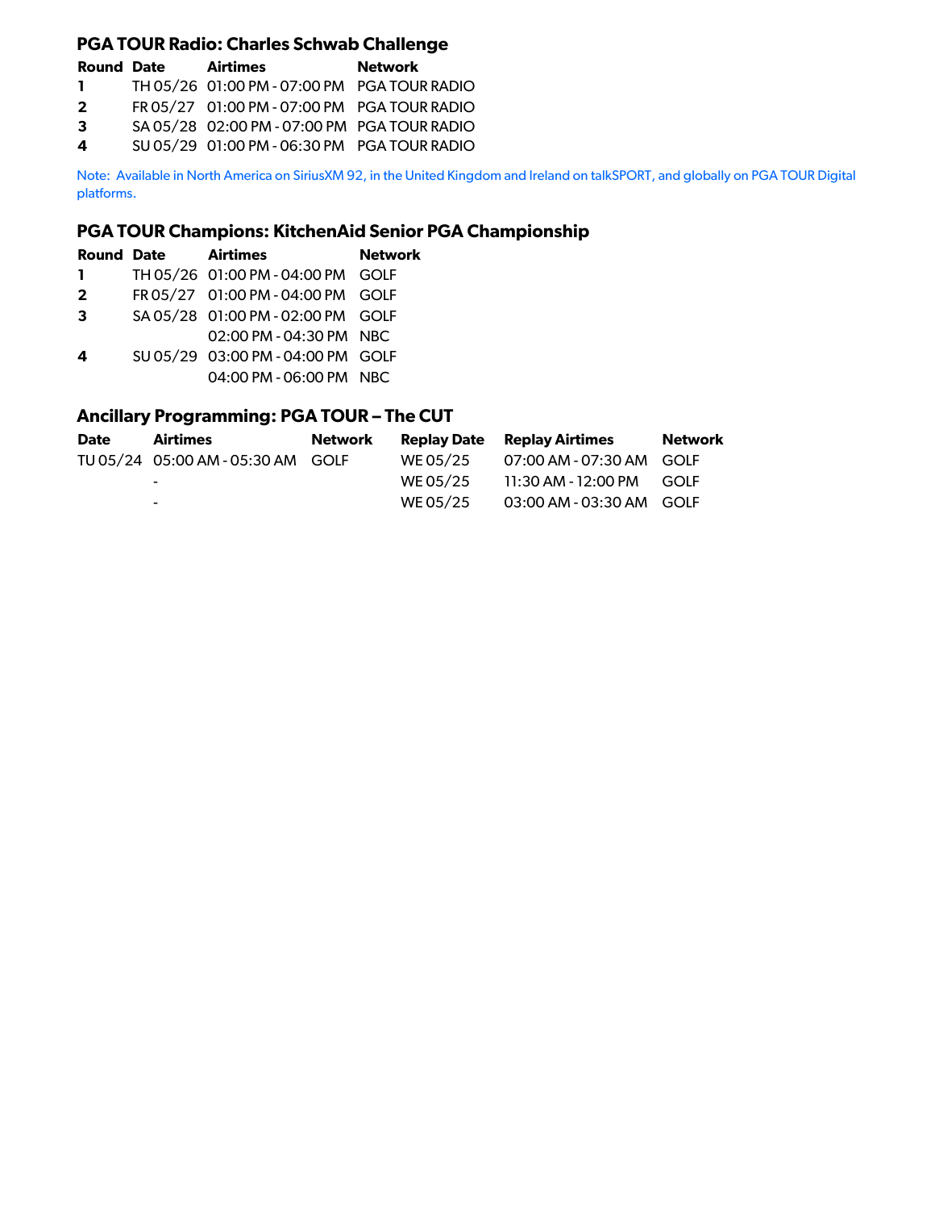### PGA TOUR Radio: Charles Schwab Challenge

| Round | Date | Airtimes | Network |
|---|---|---|---|
| 1 | TH 05/26 | 01:00 PM - 07:00 PM | PGA TOUR RADIO |
| 2 | FR 05/27 | 01:00 PM - 07:00 PM | PGA TOUR RADIO |
| 3 | SA 05/28 | 02:00 PM - 07:00 PM | PGA TOUR RADIO |
| 4 | SU 05/29 | 01:00 PM - 06:30 PM | PGA TOUR RADIO |

Note: Available in North America on SiriusXM 92, in the United Kingdom and Ireland on talkSPORT, and globally on PGA TOUR Digital platforms.

### PGA TOUR Champions: KitchenAid Senior PGA Championship

| Round | Date | Airtimes | Network |
|---|---|---|---|
| 1 | TH 05/26 | 01:00 PM - 04:00 PM | GOLF |
| 2 | FR 05/27 | 01:00 PM - 04:00 PM | GOLF |
| 3 | SA 05/28 | 01:00 PM - 02:00 PM | GOLF |
| | | 02:00 PM - 04:30 PM | NBC |
| 4 | SU 05/29 | 03:00 PM - 04:00 PM | GOLF |
| | | 04:00 PM - 06:00 PM | NBC |

### Ancillary Programming: PGA TOUR – The CUT

| Date | Airtimes | Network | Replay Date | Replay Airtimes | Network |
|---|---|---|---|---|---|
| TU 05/24 | 05:00 AM - 05:30 AM | GOLF | WE 05/25 | 07:00 AM - 07:30 AM | GOLF |
| | - | | WE 05/25 | 11:30 AM - 12:00 PM | GOLF |
| | - | | WE 05/25 | 03:00 AM - 03:30 AM | GOLF |